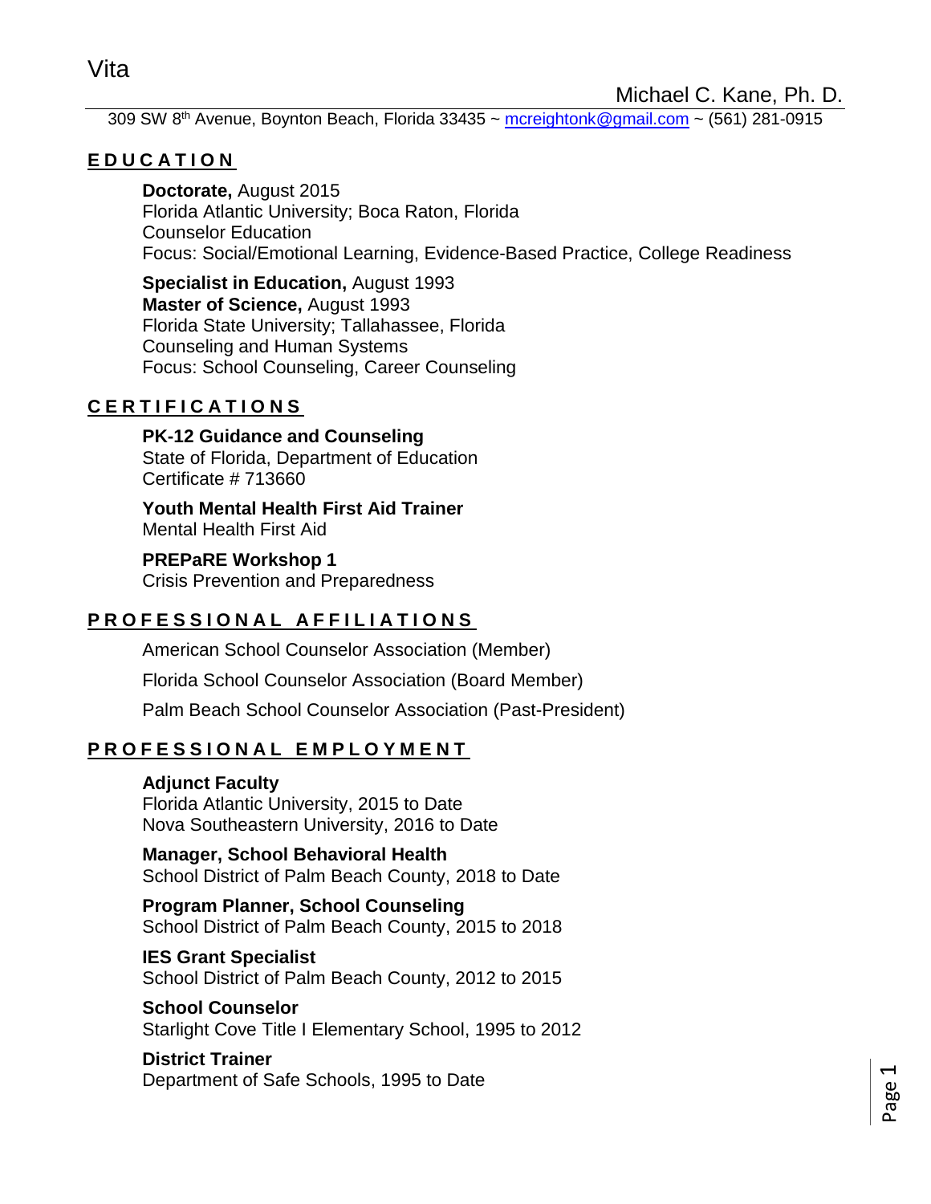Vita

Michael C. Kane, Ph. D.

309 SW 8th Avenue, Boynton Beach, Florida 33435 ~ [mcreightonk@gmail.com](mailto:mcreightonk@gmail.com) ~ (561) 281-0915

## EDUCATION

**Doctorate,** August 2015
Florida Atlantic University; Boca Raton, Florida
Counselor Education
Focus: Social/Emotional Learning, Evidence-Based Practice, College Readiness

**Specialist in Education,** August 1993
**Master of Science,** August 1993
Florida State University; Tallahassee, Florida
Counseling and Human Systems
Focus: School Counseling, Career Counseling

## CERTIFICATIONS

**PK-12 Guidance and Counseling**
State of Florida, Department of Education
Certificate # 713660

**Youth Mental Health First Aid Trainer**
Mental Health First Aid

**PREPaRE Workshop 1**
Crisis Prevention and Preparedness

## PROFESSIONAL AFFILIATIONS

American School Counselor Association (Member)

Florida School Counselor Association (Board Member)

Palm Beach School Counselor Association (Past-President)

## PROFESSIONAL EMPLOYMENT

**Adjunct Faculty**
Florida Atlantic University, 2015 to Date
Nova Southeastern University, 2016 to Date

**Manager, School Behavioral Health**
School District of Palm Beach County, 2018 to Date

**Program Planner, School Counseling**
School District of Palm Beach County, 2015 to 2018

**IES Grant Specialist**
School District of Palm Beach County, 2012 to 2015

**School Counselor**
Starlight Cove Title I Elementary School, 1995 to 2012

**District Trainer**
Department of Safe Schools, 1995 to Date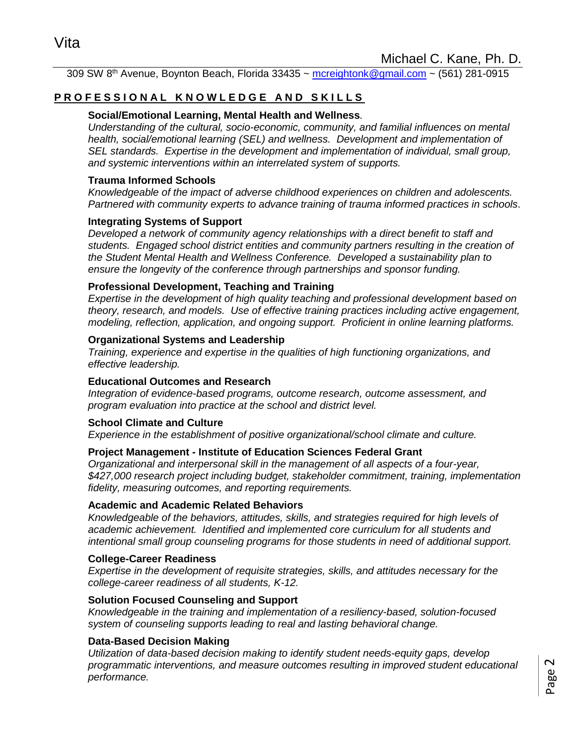Vita

Michael C. Kane, Ph. D.

309 SW 8th Avenue, Boynton Beach, Florida 33435 ~ mcreightonk@gmail.com ~ (561) 281-0915

## PROFESSIONAL KNOWLEDGE AND SKILLS

**Social/Emotional Learning, Mental Health and Wellness.**
*Understanding of the cultural, socio-economic, community, and familial influences on mental health, social/emotional learning (SEL) and wellness. Development and implementation of SEL standards. Expertise in the development and implementation of individual, small group, and systemic interventions within an interrelated system of supports.*

**Trauma Informed Schools**
*Knowledgeable of the impact of adverse childhood experiences on children and adolescents. Partnered with community experts to advance training of trauma informed practices in schools.*

**Integrating Systems of Support**
*Developed a network of community agency relationships with a direct benefit to staff and students. Engaged school district entities and community partners resulting in the creation of the Student Mental Health and Wellness Conference. Developed a sustainability plan to ensure the longevity of the conference through partnerships and sponsor funding.*

**Professional Development, Teaching and Training**
*Expertise in the development of high quality teaching and professional development based on theory, research, and models. Use of effective training practices including active engagement, modeling, reflection, application, and ongoing support. Proficient in online learning platforms.*

**Organizational Systems and Leadership**
*Training, experience and expertise in the qualities of high functioning organizations, and effective leadership.*

**Educational Outcomes and Research**
*Integration of evidence-based programs, outcome research, outcome assessment, and program evaluation into practice at the school and district level.*

**School Climate and Culture**
*Experience in the establishment of positive organizational/school climate and culture.*

**Project Management - Institute of Education Sciences Federal Grant**
*Organizational and interpersonal skill in the management of all aspects of a four-year, $427,000 research project including budget, stakeholder commitment, training, implementation fidelity, measuring outcomes, and reporting requirements.*

**Academic and Academic Related Behaviors**
*Knowledgeable of the behaviors, attitudes, skills, and strategies required for high levels of academic achievement. Identified and implemented core curriculum for all students and intentional small group counseling programs for those students in need of additional support.*

**College-Career Readiness**
*Expertise in the development of requisite strategies, skills, and attitudes necessary for the college-career readiness of all students, K-12.*

**Solution Focused Counseling and Support**
*Knowledgeable in the training and implementation of a resiliency-based, solution-focused system of counseling supports leading to real and lasting behavioral change.*

**Data-Based Decision Making**
*Utilization of data-based decision making to identify student needs-equity gaps, develop programmatic interventions, and measure outcomes resulting in improved student educational performance.*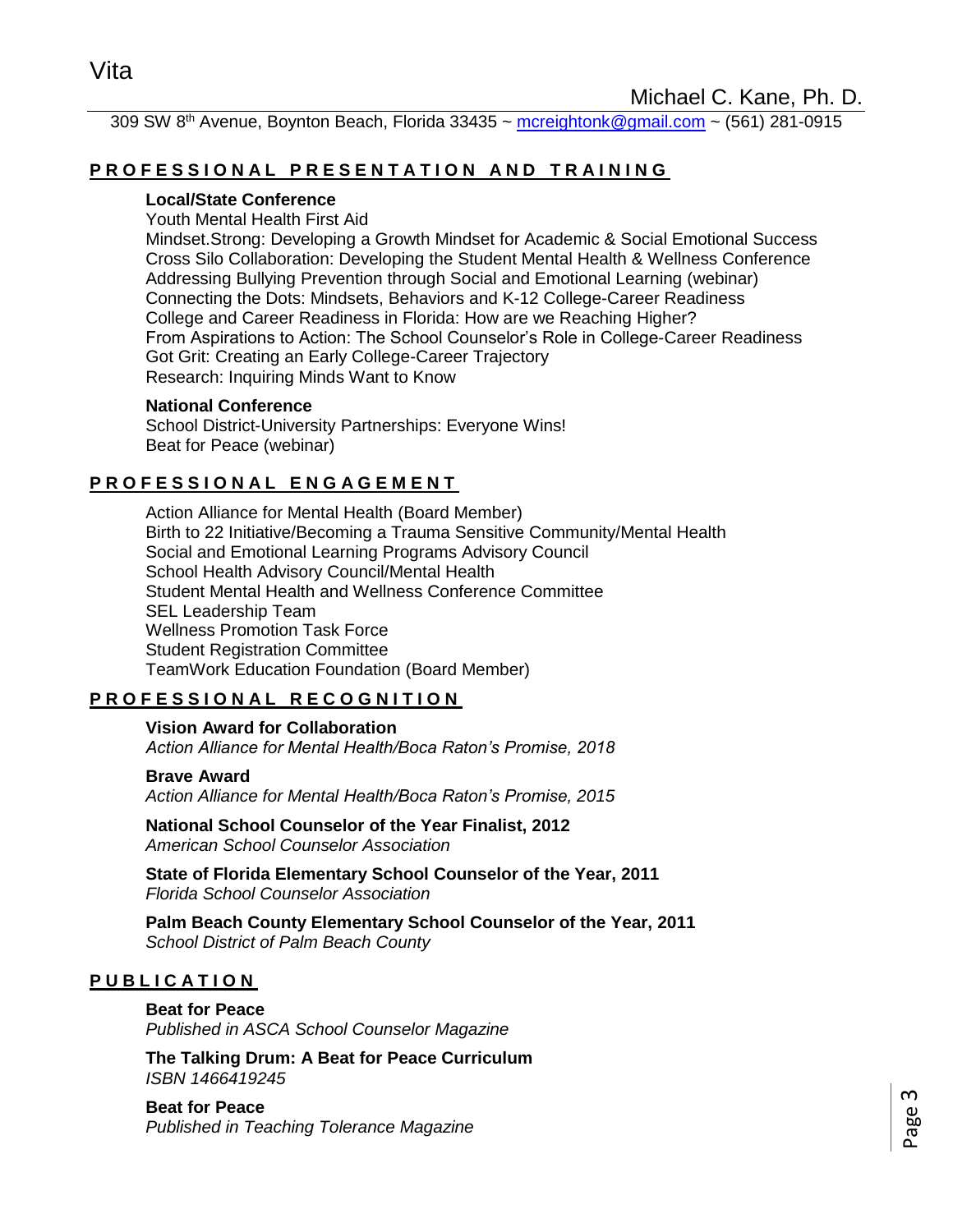# Vita

Michael C. Kane, Ph. D.

309 SW 8th Avenue, Boynton Beach, Florida 33435 ~ mcreightonk@gmail.com ~ (561) 281-0915

## PROFESSIONAL PRESENTATION AND TRAINING

**Local/State Conference**

Youth Mental Health First Aid
Mindset.Strong: Developing a Growth Mindset for Academic & Social Emotional Success
Cross Silo Collaboration: Developing the Student Mental Health & Wellness Conference
Addressing Bullying Prevention through Social and Emotional Learning (webinar)
Connecting the Dots: Mindsets, Behaviors and K-12 College-Career Readiness
College and Career Readiness in Florida: How are we Reaching Higher?
From Aspirations to Action: The School Counselor's Role in College-Career Readiness
Got Grit: Creating an Early College-Career Trajectory
Research: Inquiring Minds Want to Know

**National Conference**

School District-University Partnerships: Everyone Wins!
Beat for Peace (webinar)

## PROFESSIONAL ENGAGEMENT

Action Alliance for Mental Health (Board Member)
Birth to 22 Initiative/Becoming a Trauma Sensitive Community/Mental Health
Social and Emotional Learning Programs Advisory Council
School Health Advisory Council/Mental Health
Student Mental Health and Wellness Conference Committee
SEL Leadership Team
Wellness Promotion Task Force
Student Registration Committee
TeamWork Education Foundation (Board Member)

## PROFESSIONAL RECOGNITION

**Vision Award for Collaboration**
*Action Alliance for Mental Health/Boca Raton's Promise, 2018*

**Brave Award**
*Action Alliance for Mental Health/Boca Raton's Promise, 2015*

**National School Counselor of the Year Finalist, 2012**
*American School Counselor Association*

**State of Florida Elementary School Counselor of the Year, 2011**
*Florida School Counselor Association*

**Palm Beach County Elementary School Counselor of the Year, 2011**
*School District of Palm Beach County*

## PUBLICATION

**Beat for Peace**
*Published in ASCA School Counselor Magazine*

**The Talking Drum: A Beat for Peace Curriculum**
*ISBN 1466419245*

**Beat for Peace**
*Published in Teaching Tolerance Magazine*